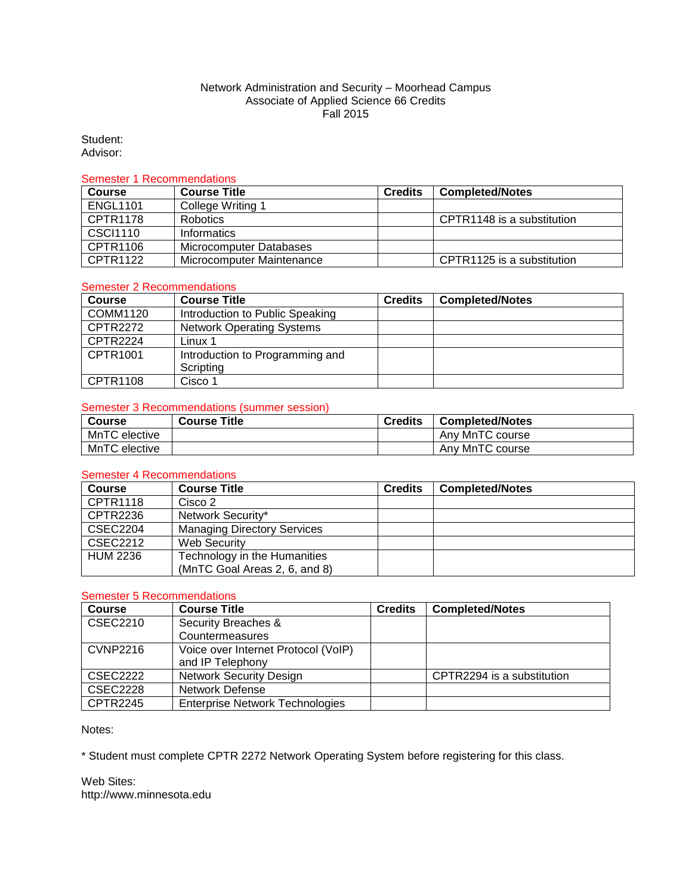# Network Administration and Security – Moorhead Campus
## Associate of Applied Science 66 Credits
## Fall 2015

Student:
Advisor:

### Semester 1 Recommendations

| Course | Course Title | Credits | Completed/Notes |
|---|---|---|---|
| ENGL1101 | College Writing 1 | | |
| CPTR1178 | Robotics | | CPTR1148 is a substitution |
| CSCI1110 | Informatics | | |
| CPTR1106 | Microcomputer Databases | | |
| CPTR1122 | Microcomputer Maintenance | | CPTR1125 is a substitution |

### Semester 2 Recommendations

| Course | Course Title | Credits | Completed/Notes |
|---|---|---|---|
| COMM1120 | Introduction to Public Speaking | | |
| CPTR2272 | Network Operating Systems | | |
| CPTR2224 | Linux 1 | | |
| CPTR1001 | Introduction to Programming and Scripting | | |
| CPTR1108 | Cisco 1 | | |

### Semester 3 Recommendations (summer session)

| Course | Course Title | Credits | Completed/Notes |
|---|---|---|---|
| MnTC elective | | | Any MnTC course |
| MnTC elective | | | Any MnTC course |

### Semester 4 Recommendations

| Course | Course Title | Credits | Completed/Notes |
|---|---|---|---|
| CPTR1118 | Cisco 2 | | |
| CPTR2236 | Network Security* | | |
| CSEC2204 | Managing Directory Services | | |
| CSEC2212 | Web Security | | |
| HUM 2236 | Technology in the Humanities (MnTC Goal Areas 2, 6, and 8) | | |

### Semester 5 Recommendations

| Course | Course Title | Credits | Completed/Notes |
|---|---|---|---|
| CSEC2210 | Security Breaches & Countermeasures | | |
| CVNP2216 | Voice over Internet Protocol (VoIP) and IP Telephony | | |
| CSEC2222 | Network Security Design | | CPTR2294 is a substitution |
| CSEC2228 | Network Defense | | |
| CPTR2245 | Enterprise Network Technologies | | |

Notes:

* Student must complete CPTR 2272 Network Operating System before registering for this class.

Web Sites:
http://www.minnesota.edu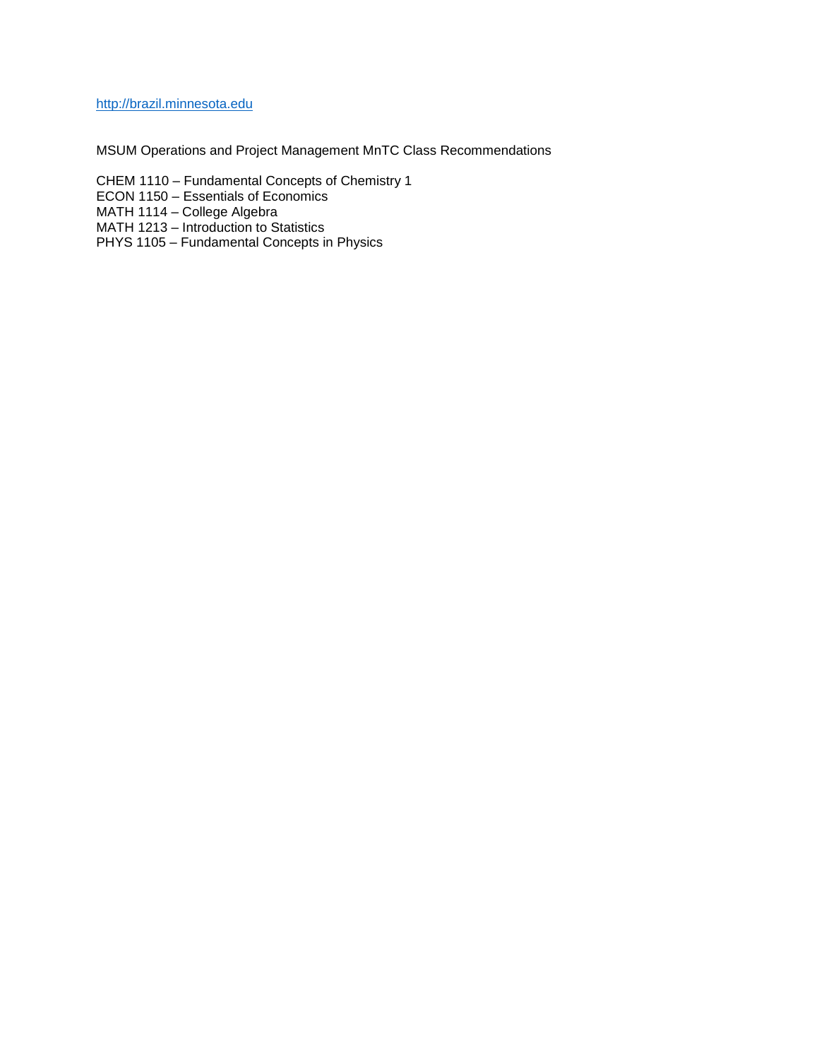http://brazil.minnesota.edu

MSUM Operations and Project Management MnTC Class Recommendations

CHEM 1110 – Fundamental Concepts of Chemistry 1
ECON 1150 – Essentials of Economics
MATH 1114 – College Algebra
MATH 1213 – Introduction to Statistics
PHYS 1105 – Fundamental Concepts in Physics